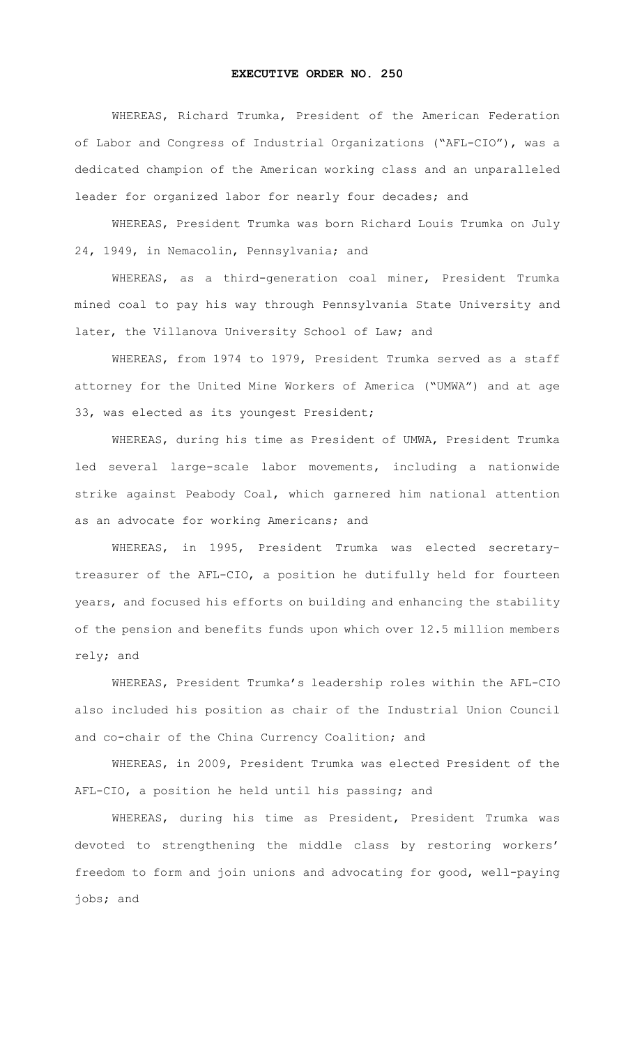# EXECUTIVE ORDER NO. 250

WHEREAS, Richard Trumka, President of the American Federation of Labor and Congress of Industrial Organizations ("AFL-CIO"), was a dedicated champion of the American working class and an unparalleled leader for organized labor for nearly four decades; and

WHEREAS, President Trumka was born Richard Louis Trumka on July 24, 1949, in Nemacolin, Pennsylvania; and

WHEREAS, as a third-generation coal miner, President Trumka mined coal to pay his way through Pennsylvania State University and later, the Villanova University School of Law; and

WHEREAS, from 1974 to 1979, President Trumka served as a staff attorney for the United Mine Workers of America ("UMWA") and at age 33, was elected as its youngest President;

WHEREAS, during his time as President of UMWA, President Trumka led several large-scale labor movements, including a nationwide strike against Peabody Coal, which garnered him national attention as an advocate for working Americans; and

WHEREAS, in 1995, President Trumka was elected secretary-treasurer of the AFL-CIO, a position he dutifully held for fourteen years, and focused his efforts on building and enhancing the stability of the pension and benefits funds upon which over 12.5 million members rely; and

WHEREAS, President Trumka's leadership roles within the AFL-CIO also included his position as chair of the Industrial Union Council and co-chair of the China Currency Coalition; and

WHEREAS, in 2009, President Trumka was elected President of the AFL-CIO, a position he held until his passing; and

WHEREAS, during his time as President, President Trumka was devoted to strengthening the middle class by restoring workers' freedom to form and join unions and advocating for good, well-paying jobs; and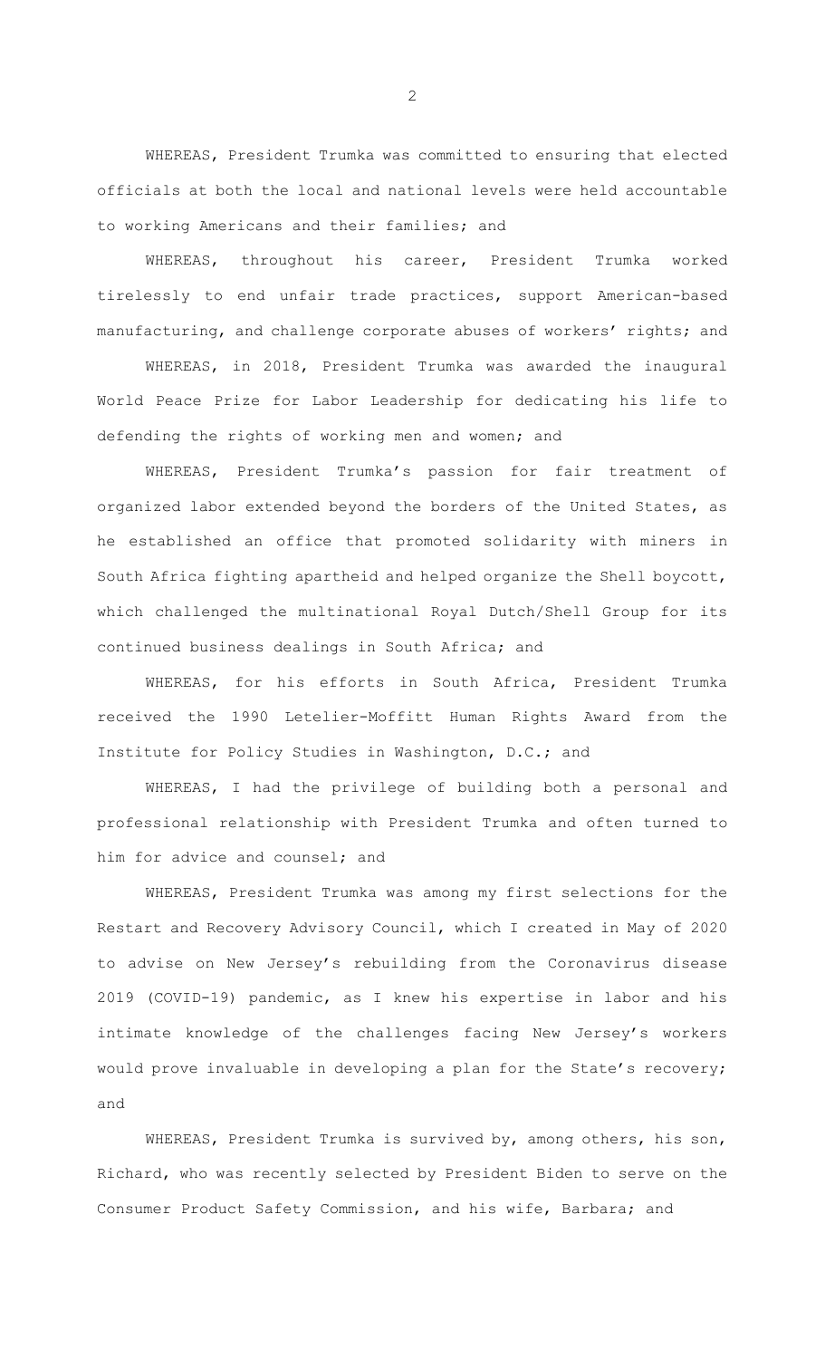WHEREAS, President Trumka was committed to ensuring that elected officials at both the local and national levels were held accountable to working Americans and their families; and

WHEREAS, throughout his career, President Trumka worked tirelessly to end unfair trade practices, support American-based manufacturing, and challenge corporate abuses of workers' rights; and

WHEREAS, in 2018, President Trumka was awarded the inaugural World Peace Prize for Labor Leadership for dedicating his life to defending the rights of working men and women; and

WHEREAS, President Trumka's passion for fair treatment of organized labor extended beyond the borders of the United States, as he established an office that promoted solidarity with miners in South Africa fighting apartheid and helped organize the Shell boycott, which challenged the multinational Royal Dutch/Shell Group for its continued business dealings in South Africa; and

WHEREAS, for his efforts in South Africa, President Trumka received the 1990 Letelier-Moffitt Human Rights Award from the Institute for Policy Studies in Washington, D.C.; and

WHEREAS, I had the privilege of building both a personal and professional relationship with President Trumka and often turned to him for advice and counsel; and

WHEREAS, President Trumka was among my first selections for the Restart and Recovery Advisory Council, which I created in May of 2020 to advise on New Jersey's rebuilding from the Coronavirus disease 2019 (COVID-19) pandemic, as I knew his expertise in labor and his intimate knowledge of the challenges facing New Jersey's workers would prove invaluable in developing a plan for the State's recovery; and

WHEREAS, President Trumka is survived by, among others, his son, Richard, who was recently selected by President Biden to serve on the Consumer Product Safety Commission, and his wife, Barbara; and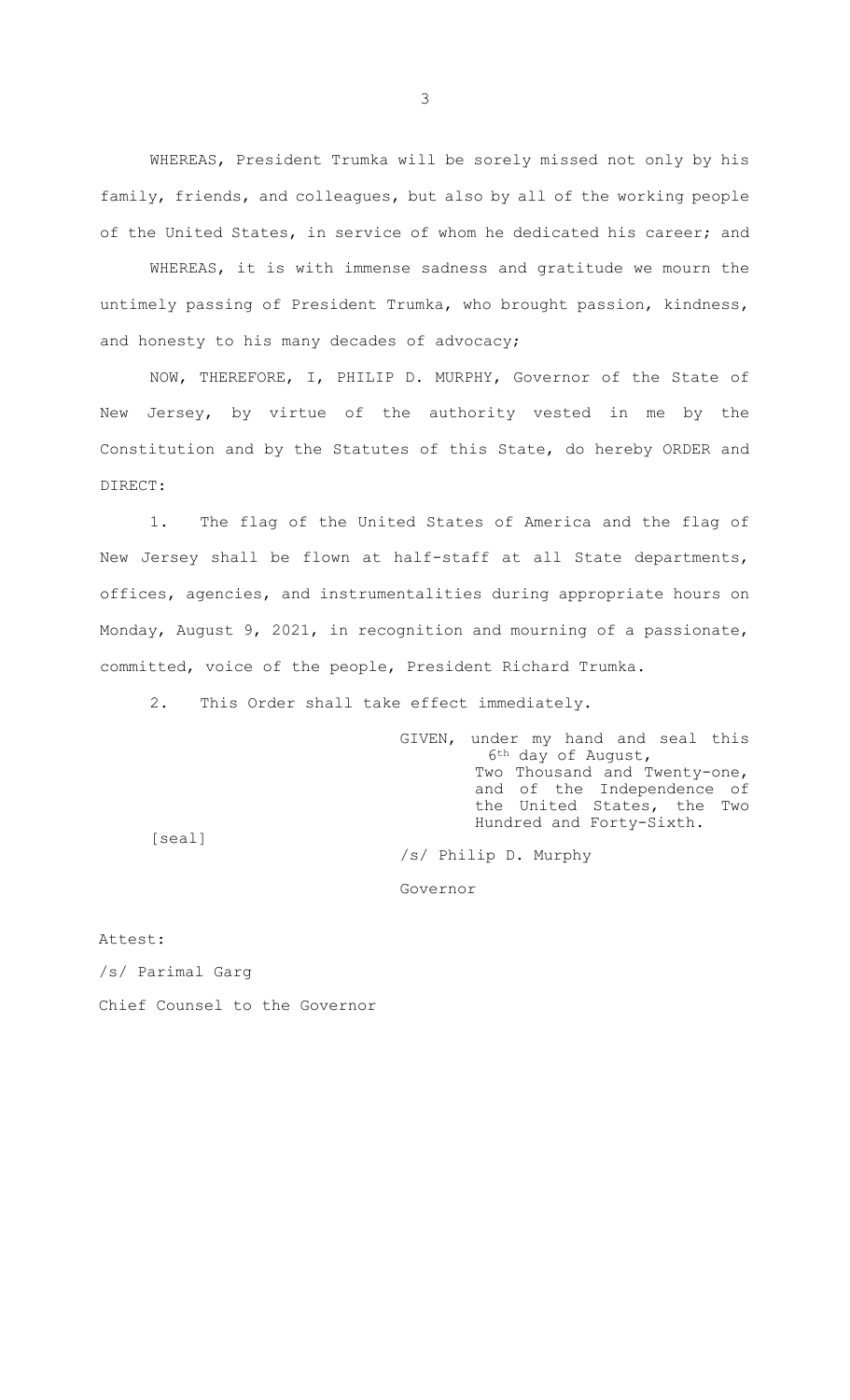WHEREAS, President Trumka will be sorely missed not only by his family, friends, and colleagues, but also by all of the working people of the United States, in service of whom he dedicated his career; and

WHEREAS, it is with immense sadness and gratitude we mourn the untimely passing of President Trumka, who brought passion, kindness, and honesty to his many decades of advocacy;

NOW, THEREFORE, I, PHILIP D. MURPHY, Governor of the State of New Jersey, by virtue of the authority vested in me by the Constitution and by the Statutes of this State, do hereby ORDER and DIRECT:

1. The flag of the United States of America and the flag of New Jersey shall be flown at half-staff at all State departments, offices, agencies, and instrumentalities during appropriate hours on Monday, August 9, 2021, in recognition and mourning of a passionate, committed, voice of the people, President Richard Trumka.

2. This Order shall take effect immediately.

GIVEN, under my hand and seal this 6th day of August, Two Thousand and Twenty-one, and of the Independence of the United States, the Two Hundred and Forty-Sixth.

[seal]

/s/ Philip D. Murphy

Governor

Attest:

/s/ Parimal Garg

Chief Counsel to the Governor